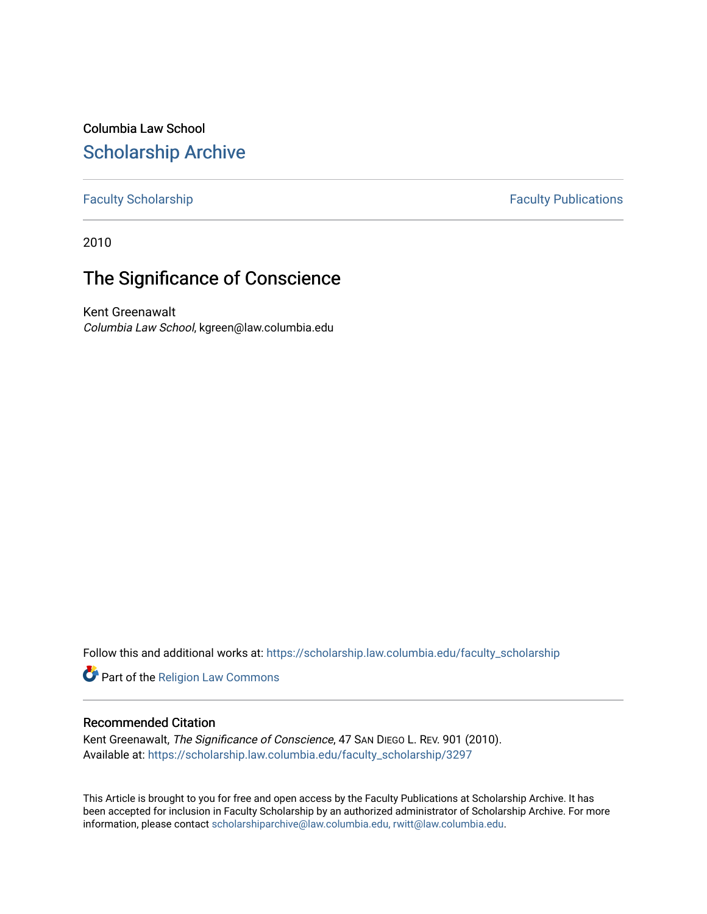Columbia Law School

## Scholarship Archive

Faculty Scholarship | Faculty Publications

2010

# The Significance of Conscience

Kent Greenawalt

*Columbia Law School*, kgreen@law.columbia.edu

Follow this and additional works at: https://scholarship.law.columbia.edu/faculty_scholarship

Part of the Religion Law Commons

### Recommended Citation

Kent Greenawalt, *The Significance of Conscience*, 47 SAN DIEGO L. REV. 901 (2010).
Available at: https://scholarship.law.columbia.edu/faculty_scholarship/3297

This Article is brought to you for free and open access by the Faculty Publications at Scholarship Archive. It has been accepted for inclusion in Faculty Scholarship by an authorized administrator of Scholarship Archive. For more information, please contact scholarshiparchive@law.columbia.edu, rwitt@law.columbia.edu.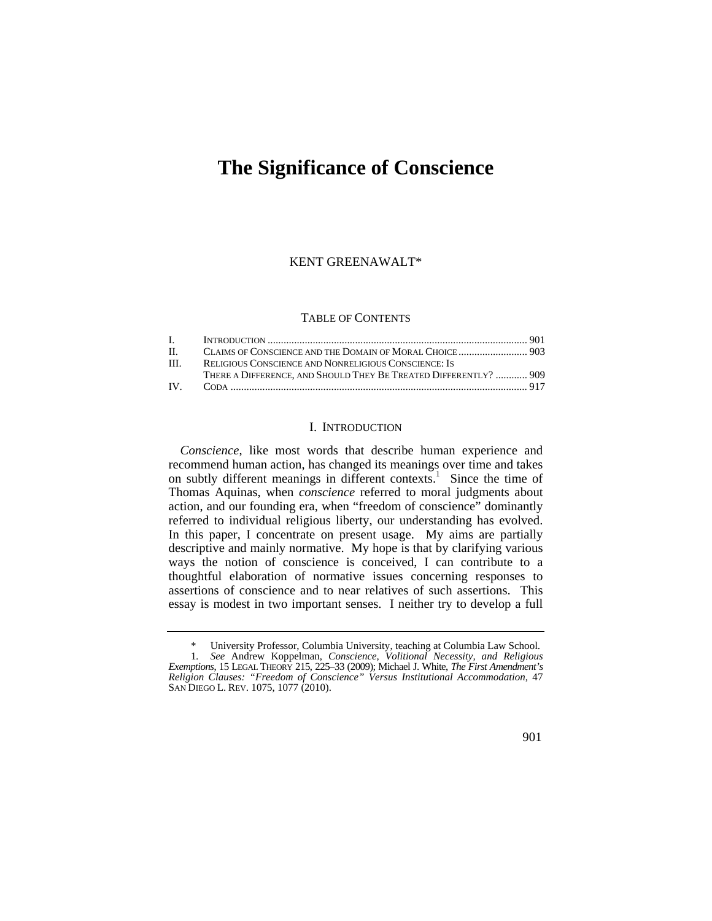# The Significance of Conscience

KENT GREENAWALT*

TABLE OF CONTENTS

| | | |
|---|---|---|
| I. | INTRODUCTION | 901 |
| II. | CLAIMS OF CONSCIENCE AND THE DOMAIN OF MORAL CHOICE | 903 |
| III. | RELIGIOUS CONSCIENCE AND NONRELIGIOUS CONSCIENCE: IS THERE A DIFFERENCE, AND SHOULD THEY BE TREATED DIFFERENTLY? | 909 |
| IV. | CODA | 917 |

## I. INTRODUCTION

*Conscience*, like most words that describe human experience and recommend human action, has changed its meanings over time and takes on subtly different meanings in different contexts.[1] Since the time of Thomas Aquinas, when *conscience* referred to moral judgments about action, and our founding era, when "freedom of conscience" dominantly referred to individual religious liberty, our understanding has evolved. In this paper, I concentrate on present usage. My aims are partially descriptive and mainly normative. My hope is that by clarifying various ways the notion of conscience is conceived, I can contribute to a thoughtful elaboration of normative issues concerning responses to assertions of conscience and to near relatives of such assertions. This essay is modest in two important senses. I neither try to develop a full

---

\* University Professor, Columbia University, teaching at Columbia Law School.

1. *See* Andrew Koppelman, *Conscience, Volitional Necessity, and Religious Exemptions*, 15 LEGAL THEORY 215, 225–33 (2009); Michael J. White, *The First Amendment's Religion Clauses: "Freedom of Conscience" Versus Institutional Accommodation*, 47 SAN DIEGO L. REV. 1075, 1077 (2010).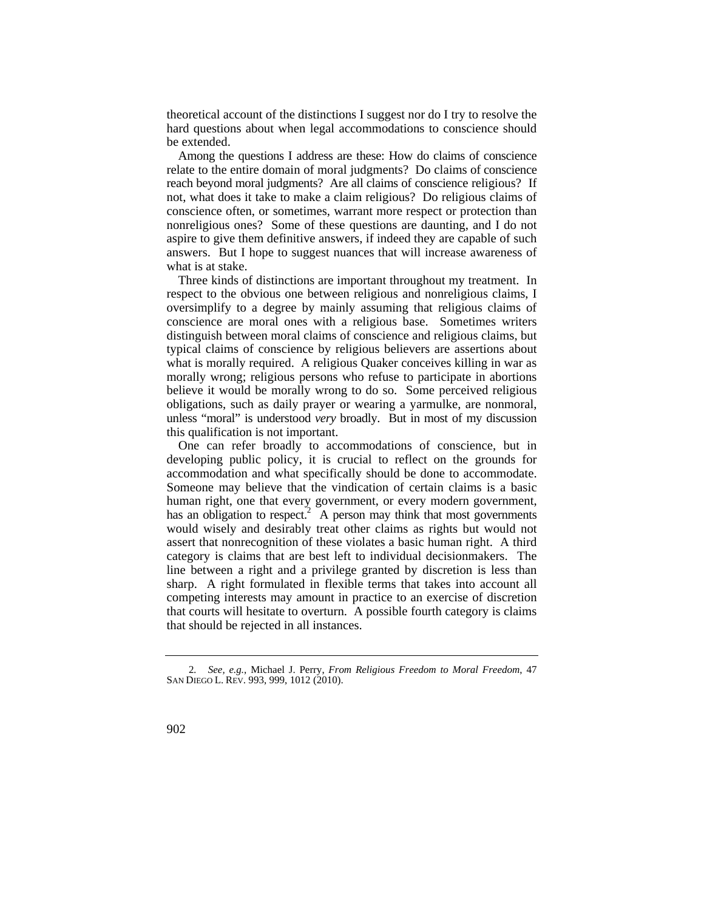theoretical account of the distinctions I suggest nor do I try to resolve the hard questions about when legal accommodations to conscience should be extended.

Among the questions I address are these: How do claims of conscience relate to the entire domain of moral judgments? Do claims of conscience reach beyond moral judgments? Are all claims of conscience religious? If not, what does it take to make a claim religious? Do religious claims of conscience often, or sometimes, warrant more respect or protection than nonreligious ones? Some of these questions are daunting, and I do not aspire to give them definitive answers, if indeed they are capable of such answers. But I hope to suggest nuances that will increase awareness of what is at stake.

Three kinds of distinctions are important throughout my treatment. In respect to the obvious one between religious and nonreligious claims, I oversimplify to a degree by mainly assuming that religious claims of conscience are moral ones with a religious base. Sometimes writers distinguish between moral claims of conscience and religious claims, but typical claims of conscience by religious believers are assertions about what is morally required. A religious Quaker conceives killing in war as morally wrong; religious persons who refuse to participate in abortions believe it would be morally wrong to do so. Some perceived religious obligations, such as daily prayer or wearing a yarmulke, are nonmoral, unless "moral" is understood *very* broadly. But in most of my discussion this qualification is not important.

One can refer broadly to accommodations of conscience, but in developing public policy, it is crucial to reflect on the grounds for accommodation and what specifically should be done to accommodate. Someone may believe that the vindication of certain claims is a basic human right, one that every government, or every modern government, has an obligation to respect.[2] A person may think that most governments would wisely and desirably treat other claims as rights but would not assert that nonrecognition of these violates a basic human right. A third category is claims that are best left to individual decisionmakers. The line between a right and a privilege granted by discretion is less than sharp. A right formulated in flexible terms that takes into account all competing interests may amount in practice to an exercise of discretion that courts will hesitate to overturn. A possible fourth category is claims that should be rejected in all instances.

---

2. *See, e.g.*, Michael J. Perry, *From Religious Freedom to Moral Freedom*, 47 SAN DIEGO L. REV. 993, 999, 1012 (2010).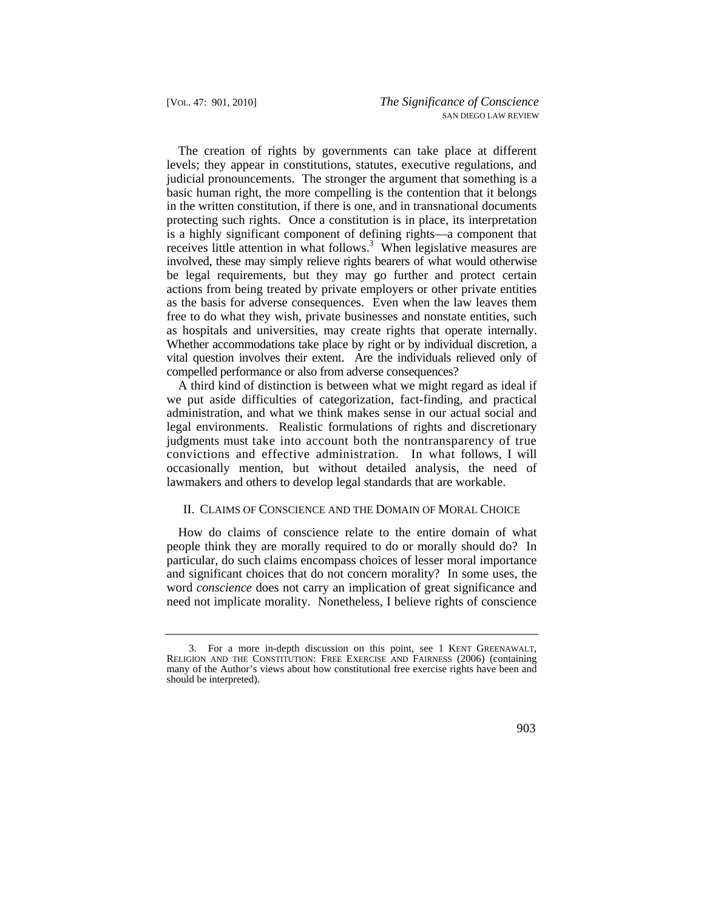The creation of rights by governments can take place at different levels; they appear in constitutions, statutes, executive regulations, and judicial pronouncements. The stronger the argument that something is a basic human right, the more compelling is the contention that it belongs in the written constitution, if there is one, and in transnational documents protecting such rights. Once a constitution is in place, its interpretation is a highly significant component of defining rights—a component that receives little attention in what follows.[3] When legislative measures are involved, these may simply relieve rights bearers of what would otherwise be legal requirements, but they may go further and protect certain actions from being treated by private employers or other private entities as the basis for adverse consequences. Even when the law leaves them free to do what they wish, private businesses and nonstate entities, such as hospitals and universities, may create rights that operate internally. Whether accommodations take place by right or by individual discretion, a vital question involves their extent. Are the individuals relieved only of compelled performance or also from adverse consequences?

A third kind of distinction is between what we might regard as ideal if we put aside difficulties of categorization, fact-finding, and practical administration, and what we think makes sense in our actual social and legal environments. Realistic formulations of rights and discretionary judgments must take into account both the nontransparency of true convictions and effective administration. In what follows, I will occasionally mention, but without detailed analysis, the need of lawmakers and others to develop legal standards that are workable.

## II. Claims of Conscience and the Domain of Moral Choice

How do claims of conscience relate to the entire domain of what people think they are morally required to do or morally should do? In particular, do such claims encompass choices of lesser moral importance and significant choices that do not concern morality? In some uses, the word *conscience* does not carry an implication of great significance and need not implicate morality. Nonetheless, I believe rights of conscience

3. For a more in-depth discussion on this point, see 1 Kent Greenawalt, Religion and the Constitution: Free Exercise and Fairness (2006) (containing many of the Author's views about how constitutional free exercise rights have been and should be interpreted).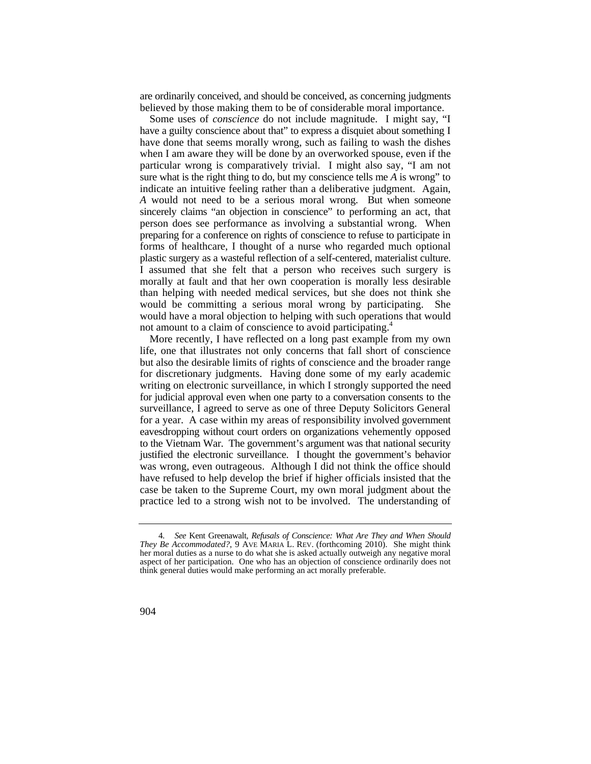are ordinarily conceived, and should be conceived, as concerning judgments believed by those making them to be of considerable moral importance.

Some uses of *conscience* do not include magnitude. I might say, "I have a guilty conscience about that" to express a disquiet about something I have done that seems morally wrong, such as failing to wash the dishes when I am aware they will be done by an overworked spouse, even if the particular wrong is comparatively trivial. I might also say, "I am not sure what is the right thing to do, but my conscience tells me *A* is wrong" to indicate an intuitive feeling rather than a deliberative judgment. Again, *A* would not need to be a serious moral wrong. But when someone sincerely claims "an objection in conscience" to performing an act, that person does see performance as involving a substantial wrong. When preparing for a conference on rights of conscience to refuse to participate in forms of healthcare, I thought of a nurse who regarded much optional plastic surgery as a wasteful reflection of a self-centered, materialist culture. I assumed that she felt that a person who receives such surgery is morally at fault and that her own cooperation is morally less desirable than helping with needed medical services, but she does not think she would be committing a serious moral wrong by participating. She would have a moral objection to helping with such operations that would not amount to a claim of conscience to avoid participating.[4]

More recently, I have reflected on a long past example from my own life, one that illustrates not only concerns that fall short of conscience but also the desirable limits of rights of conscience and the broader range for discretionary judgments. Having done some of my early academic writing on electronic surveillance, in which I strongly supported the need for judicial approval even when one party to a conversation consents to the surveillance, I agreed to serve as one of three Deputy Solicitors General for a year. A case within my areas of responsibility involved government eavesdropping without court orders on organizations vehemently opposed to the Vietnam War. The government's argument was that national security justified the electronic surveillance. I thought the government's behavior was wrong, even outrageous. Although I did not think the office should have refused to help develop the brief if higher officials insisted that the case be taken to the Supreme Court, my own moral judgment about the practice led to a strong wish not to be involved. The understanding of

---

4. *See* Kent Greenawalt, *Refusals of Conscience: What Are They and When Should They Be Accommodated?*, 9 AVE MARIA L. REV. (forthcoming 2010). She might think her moral duties as a nurse to do what she is asked actually outweigh any negative moral aspect of her participation. One who has an objection of conscience ordinarily does not think general duties would make performing an act morally preferable.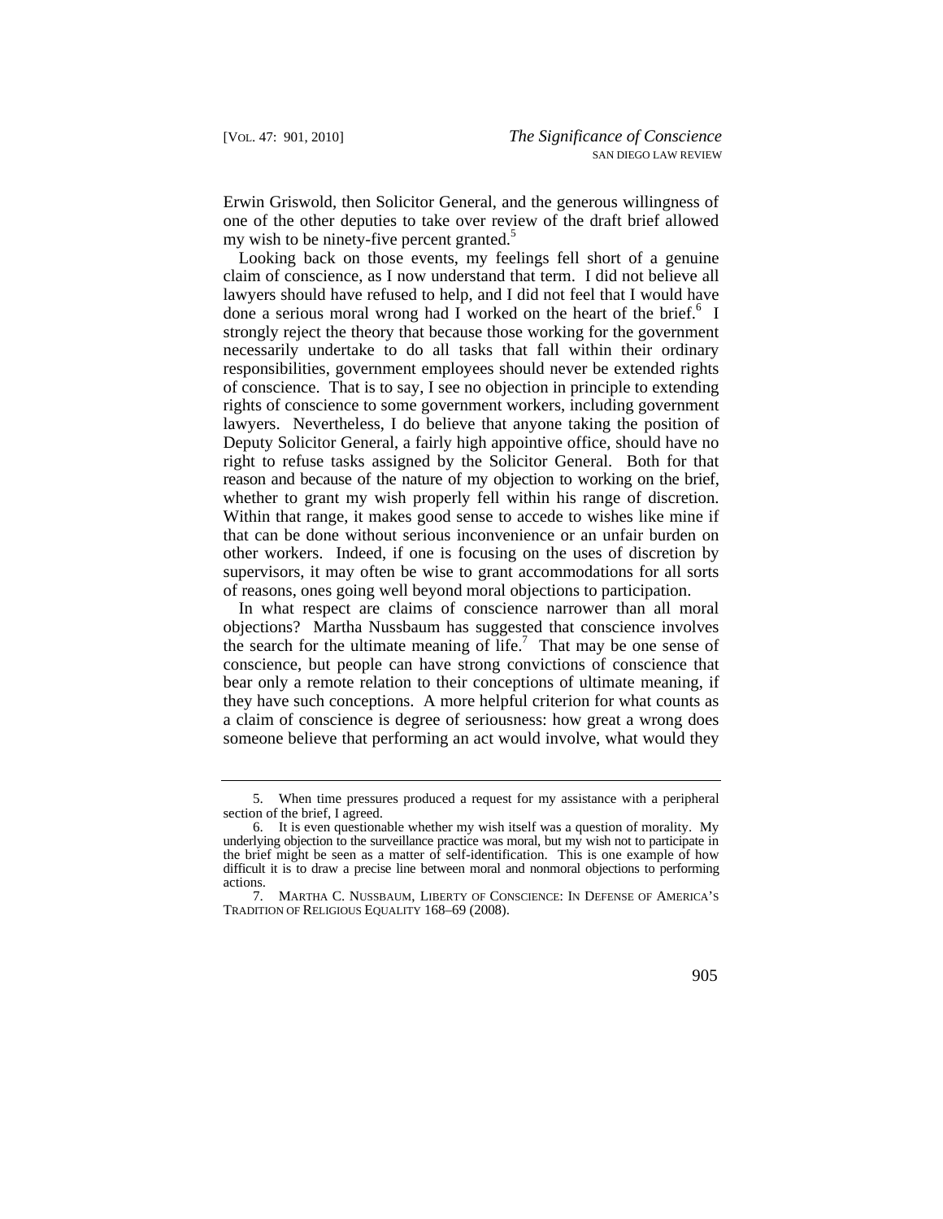Erwin Griswold, then Solicitor General, and the generous willingness of one of the other deputies to take over review of the draft brief allowed my wish to be ninety-five percent granted.[5]

Looking back on those events, my feelings fell short of a genuine claim of conscience, as I now understand that term. I did not believe all lawyers should have refused to help, and I did not feel that I would have done a serious moral wrong had I worked on the heart of the brief.[6] I strongly reject the theory that because those working for the government necessarily undertake to do all tasks that fall within their ordinary responsibilities, government employees should never be extended rights of conscience. That is to say, I see no objection in principle to extending rights of conscience to some government workers, including government lawyers. Nevertheless, I do believe that anyone taking the position of Deputy Solicitor General, a fairly high appointive office, should have no right to refuse tasks assigned by the Solicitor General. Both for that reason and because of the nature of my objection to working on the brief, whether to grant my wish properly fell within his range of discretion. Within that range, it makes good sense to accede to wishes like mine if that can be done without serious inconvenience or an unfair burden on other workers. Indeed, if one is focusing on the uses of discretion by supervisors, it may often be wise to grant accommodations for all sorts of reasons, ones going well beyond moral objections to participation.

In what respect are claims of conscience narrower than all moral objections? Martha Nussbaum has suggested that conscience involves the search for the ultimate meaning of life.[7] That may be one sense of conscience, but people can have strong convictions of conscience that bear only a remote relation to their conceptions of ultimate meaning, if they have such conceptions. A more helpful criterion for what counts as a claim of conscience is degree of seriousness: how great a wrong does someone believe that performing an act would involve, what would they

---

5. When time pressures produced a request for my assistance with a peripheral section of the brief, I agreed.

6. It is even questionable whether my wish itself was a question of morality. My underlying objection to the surveillance practice was moral, but my wish not to participate in the brief might be seen as a matter of self-identification. This is one example of how difficult it is to draw a precise line between moral and nonmoral objections to performing actions.

7. MARTHA C. NUSSBAUM, LIBERTY OF CONSCIENCE: IN DEFENSE OF AMERICA'S TRADITION OF RELIGIOUS EQUALITY 168–69 (2008).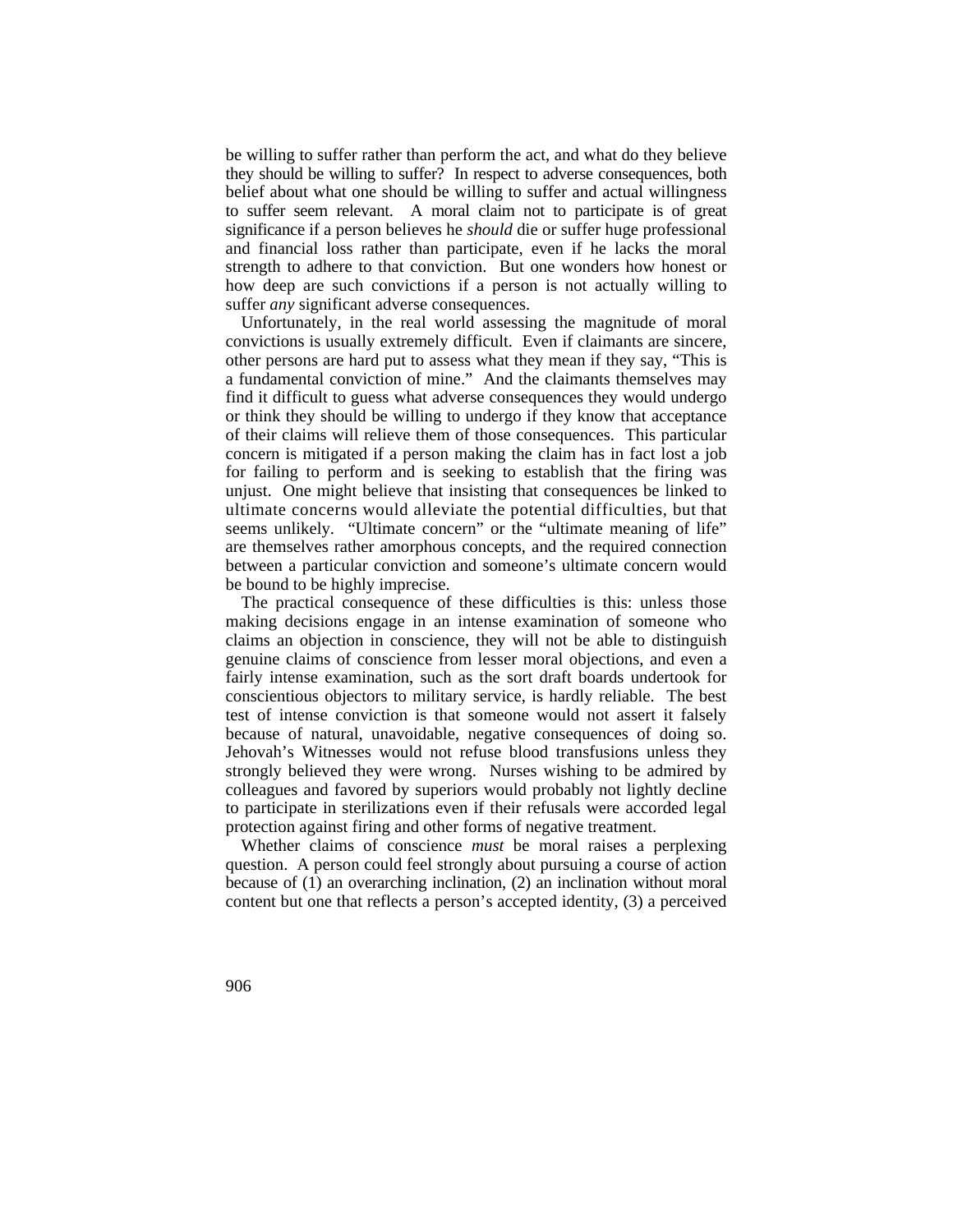be willing to suffer rather than perform the act, and what do they believe they should be willing to suffer? In respect to adverse consequences, both belief about what one should be willing to suffer and actual willingness to suffer seem relevant. A moral claim not to participate is of great significance if a person believes he *should* die or suffer huge professional and financial loss rather than participate, even if he lacks the moral strength to adhere to that conviction. But one wonders how honest or how deep are such convictions if a person is not actually willing to suffer *any* significant adverse consequences.

Unfortunately, in the real world assessing the magnitude of moral convictions is usually extremely difficult. Even if claimants are sincere, other persons are hard put to assess what they mean if they say, "This is a fundamental conviction of mine." And the claimants themselves may find it difficult to guess what adverse consequences they would undergo or think they should be willing to undergo if they know that acceptance of their claims will relieve them of those consequences. This particular concern is mitigated if a person making the claim has in fact lost a job for failing to perform and is seeking to establish that the firing was unjust. One might believe that insisting that consequences be linked to ultimate concerns would alleviate the potential difficulties, but that seems unlikely. "Ultimate concern" or the "ultimate meaning of life" are themselves rather amorphous concepts, and the required connection between a particular conviction and someone's ultimate concern would be bound to be highly imprecise.

The practical consequence of these difficulties is this: unless those making decisions engage in an intense examination of someone who claims an objection in conscience, they will not be able to distinguish genuine claims of conscience from lesser moral objections, and even a fairly intense examination, such as the sort draft boards undertook for conscientious objectors to military service, is hardly reliable. The best test of intense conviction is that someone would not assert it falsely because of natural, unavoidable, negative consequences of doing so. Jehovah's Witnesses would not refuse blood transfusions unless they strongly believed they were wrong. Nurses wishing to be admired by colleagues and favored by superiors would probably not lightly decline to participate in sterilizations even if their refusals were accorded legal protection against firing and other forms of negative treatment.

Whether claims of conscience *must* be moral raises a perplexing question. A person could feel strongly about pursuing a course of action because of (1) an overarching inclination, (2) an inclination without moral content but one that reflects a person's accepted identity, (3) a perceived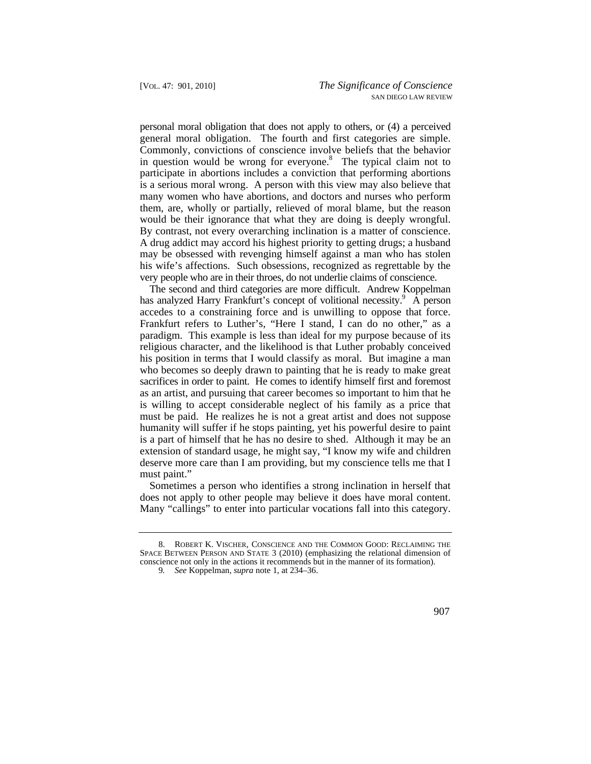personal moral obligation that does not apply to others, or (4) a perceived general moral obligation. The fourth and first categories are simple. Commonly, convictions of conscience involve beliefs that the behavior in question would be wrong for everyone.[8] The typical claim not to participate in abortions includes a conviction that performing abortions is a serious moral wrong. A person with this view may also believe that many women who have abortions, and doctors and nurses who perform them, are, wholly or partially, relieved of moral blame, but the reason would be their ignorance that what they are doing is deeply wrongful. By contrast, not every overarching inclination is a matter of conscience. A drug addict may accord his highest priority to getting drugs; a husband may be obsessed with revenging himself against a man who has stolen his wife's affections. Such obsessions, recognized as regrettable by the very people who are in their throes, do not underlie claims of conscience.

The second and third categories are more difficult. Andrew Koppelman has analyzed Harry Frankfurt's concept of volitional necessity.[9] A person accedes to a constraining force and is unwilling to oppose that force. Frankfurt refers to Luther's, "Here I stand, I can do no other," as a paradigm. This example is less than ideal for my purpose because of its religious character, and the likelihood is that Luther probably conceived his position in terms that I would classify as moral. But imagine a man who becomes so deeply drawn to painting that he is ready to make great sacrifices in order to paint. He comes to identify himself first and foremost as an artist, and pursuing that career becomes so important to him that he is willing to accept considerable neglect of his family as a price that must be paid. He realizes he is not a great artist and does not suppose humanity will suffer if he stops painting, yet his powerful desire to paint is a part of himself that he has no desire to shed. Although it may be an extension of standard usage, he might say, "I know my wife and children deserve more care than I am providing, but my conscience tells me that I must paint."

Sometimes a person who identifies a strong inclination in herself that does not apply to other people may believe it does have moral content. Many "callings" to enter into particular vocations fall into this category.

---

8. ROBERT K. VISCHER, CONSCIENCE AND THE COMMON GOOD: RECLAIMING THE SPACE BETWEEN PERSON AND STATE 3 (2010) (emphasizing the relational dimension of conscience not only in the actions it recommends but in the manner of its formation).

9. *See* Koppelman, *supra* note 1, at 234–36.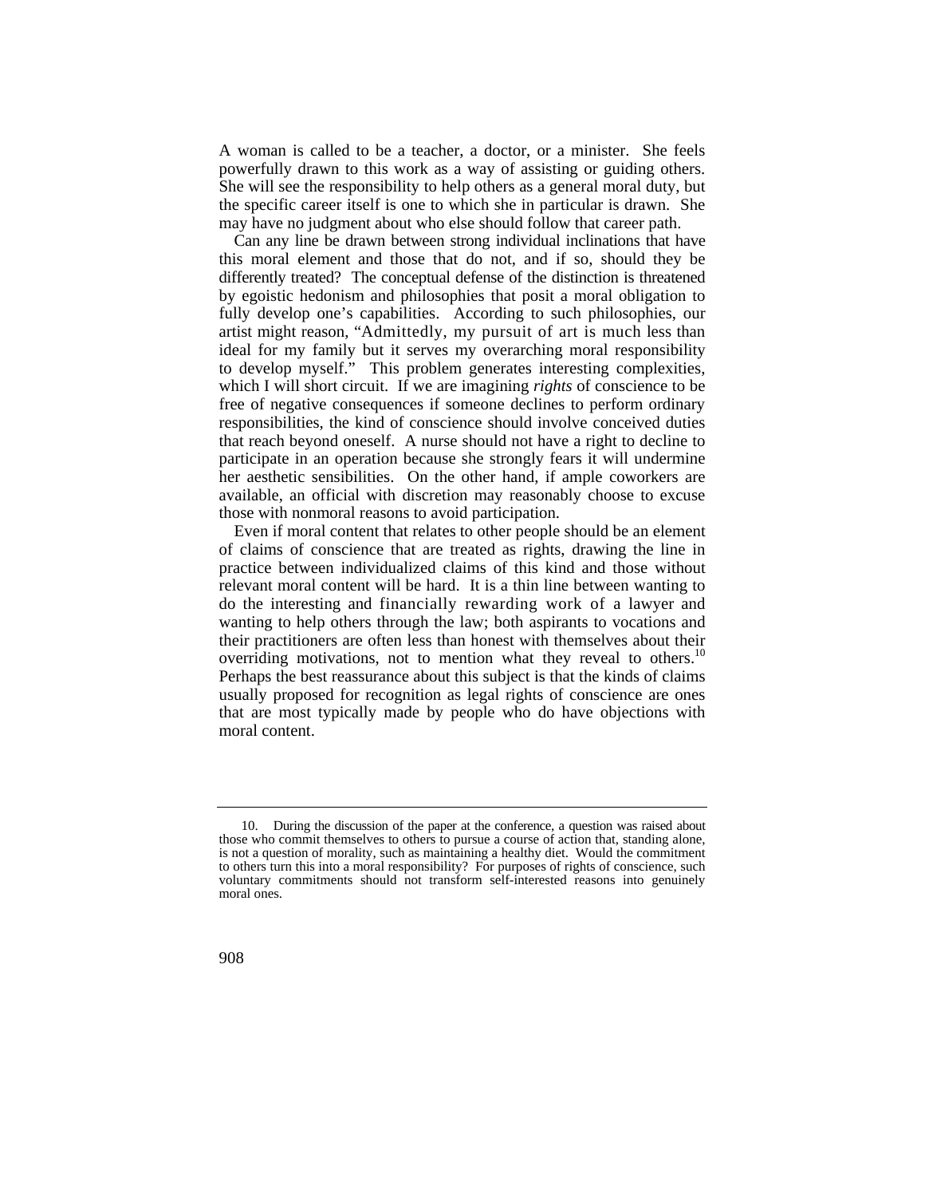A woman is called to be a teacher, a doctor, or a minister. She feels powerfully drawn to this work as a way of assisting or guiding others. She will see the responsibility to help others as a general moral duty, but the specific career itself is one to which she in particular is drawn. She may have no judgment about who else should follow that career path.

Can any line be drawn between strong individual inclinations that have this moral element and those that do not, and if so, should they be differently treated? The conceptual defense of the distinction is threatened by egoistic hedonism and philosophies that posit a moral obligation to fully develop one's capabilities. According to such philosophies, our artist might reason, "Admittedly, my pursuit of art is much less than ideal for my family but it serves my overarching moral responsibility to develop myself." This problem generates interesting complexities, which I will short circuit. If we are imagining *rights* of conscience to be free of negative consequences if someone declines to perform ordinary responsibilities, the kind of conscience should involve conceived duties that reach beyond oneself. A nurse should not have a right to decline to participate in an operation because she strongly fears it will undermine her aesthetic sensibilities. On the other hand, if ample coworkers are available, an official with discretion may reasonably choose to excuse those with nonmoral reasons to avoid participation.

Even if moral content that relates to other people should be an element of claims of conscience that are treated as rights, drawing the line in practice between individualized claims of this kind and those without relevant moral content will be hard. It is a thin line between wanting to do the interesting and financially rewarding work of a lawyer and wanting to help others through the law; both aspirants to vocations and their practitioners are often less than honest with themselves about their overriding motivations, not to mention what they reveal to others.[10] Perhaps the best reassurance about this subject is that the kinds of claims usually proposed for recognition as legal rights of conscience are ones that are most typically made by people who do have objections with moral content.

---

10. During the discussion of the paper at the conference, a question was raised about those who commit themselves to others to pursue a course of action that, standing alone, is not a question of morality, such as maintaining a healthy diet. Would the commitment to others turn this into a moral responsibility? For purposes of rights of conscience, such voluntary commitments should not transform self-interested reasons into genuinely moral ones.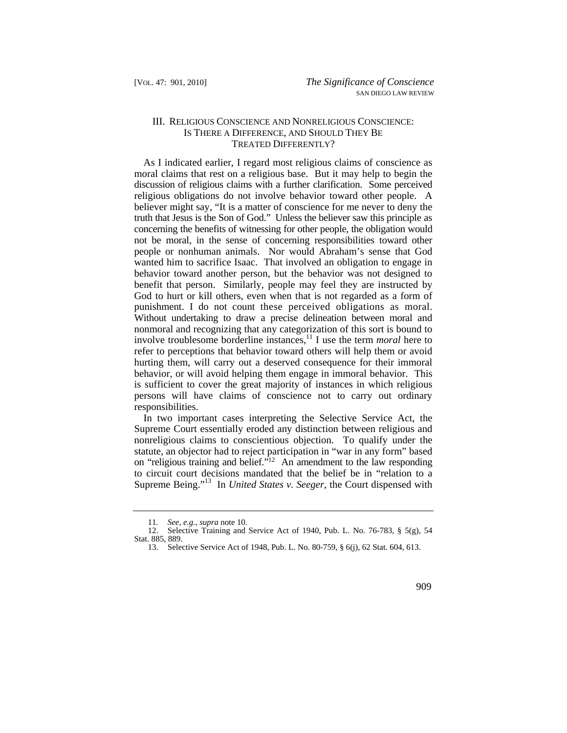## III. Religious Conscience and Nonreligious Conscience: Is There a Difference, and Should They Be Treated Differently?

As I indicated earlier, I regard most religious claims of conscience as moral claims that rest on a religious base. But it may help to begin the discussion of religious claims with a further clarification. Some perceived religious obligations do not involve behavior toward other people. A believer might say, "It is a matter of conscience for me never to deny the truth that Jesus is the Son of God." Unless the believer saw this principle as concerning the benefits of witnessing for other people, the obligation would not be moral, in the sense of concerning responsibilities toward other people or nonhuman animals. Nor would Abraham's sense that God wanted him to sacrifice Isaac. That involved an obligation to engage in behavior toward another person, but the behavior was not designed to benefit that person. Similarly, people may feel they are instructed by God to hurt or kill others, even when that is not regarded as a form of punishment. I do not count these perceived obligations as moral. Without undertaking to draw a precise delineation between moral and nonmoral and recognizing that any categorization of this sort is bound to involve troublesome borderline instances,[11] I use the term *moral* here to refer to perceptions that behavior toward others will help them or avoid hurting them, will carry out a deserved consequence for their immoral behavior, or will avoid helping them engage in immoral behavior. This is sufficient to cover the great majority of instances in which religious persons will have claims of conscience not to carry out ordinary responsibilities.

In two important cases interpreting the Selective Service Act, the Supreme Court essentially eroded any distinction between religious and nonreligious claims to conscientious objection. To qualify under the statute, an objector had to reject participation in "war in any form" based on "religious training and belief."[12] An amendment to the law responding to circuit court decisions mandated that the belief be in "relation to a Supreme Being."[13] In *United States v. Seeger*, the Court dispensed with

---

11. *See, e.g.*, *supra* note 10.

12. Selective Training and Service Act of 1940, Pub. L. No. 76-783, § 5(g), 54 Stat. 885, 889.

13. Selective Service Act of 1948, Pub. L. No. 80-759, § 6(j), 62 Stat. 604, 613.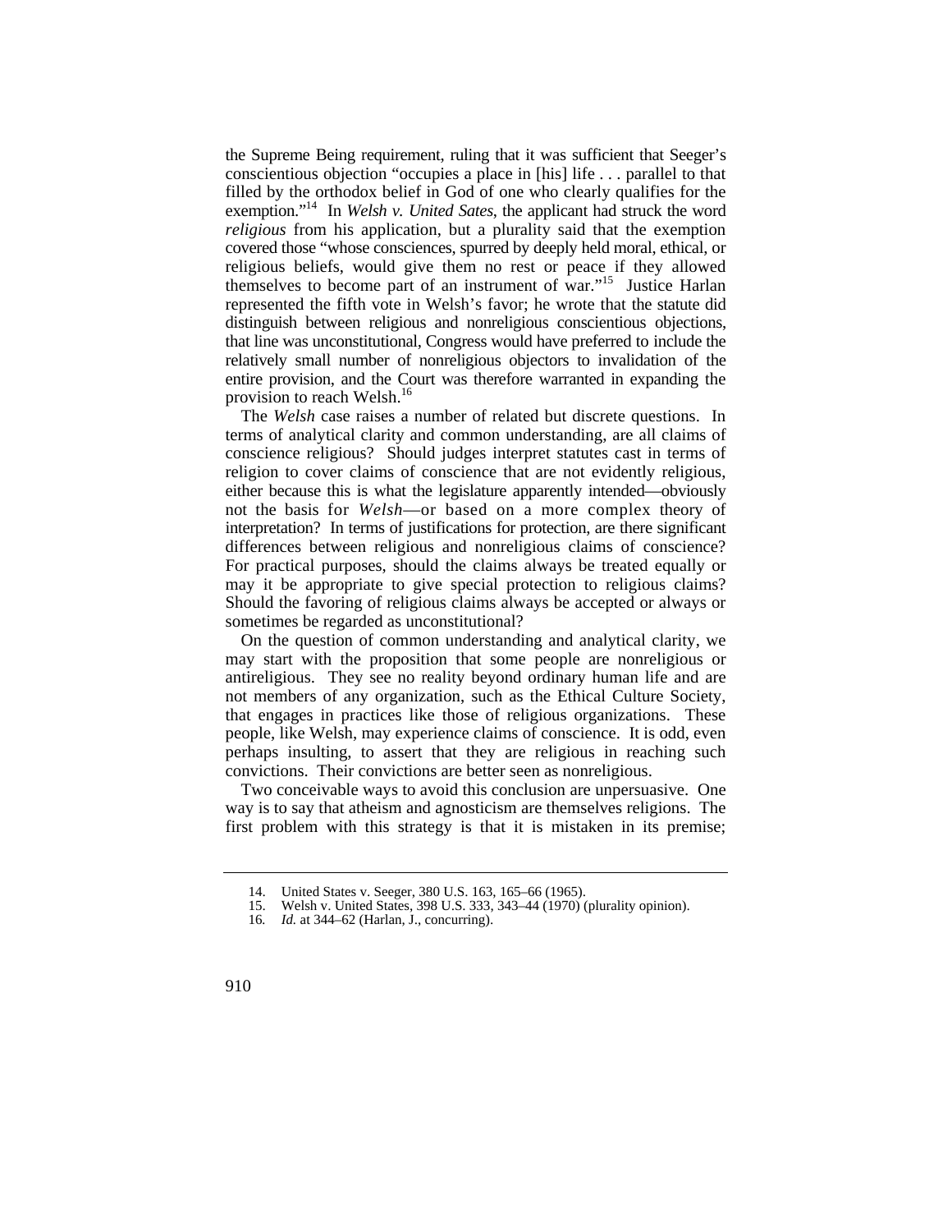the Supreme Being requirement, ruling that it was sufficient that Seeger's conscientious objection "occupies a place in [his] life . . . parallel to that filled by the orthodox belief in God of one who clearly qualifies for the exemption."[14] In *Welsh v. United Sates*, the applicant had struck the word *religious* from his application, but a plurality said that the exemption covered those "whose consciences, spurred by deeply held moral, ethical, or religious beliefs, would give them no rest or peace if they allowed themselves to become part of an instrument of war."[15] Justice Harlan represented the fifth vote in Welsh's favor; he wrote that the statute did distinguish between religious and nonreligious conscientious objections, that line was unconstitutional, Congress would have preferred to include the relatively small number of nonreligious objectors to invalidation of the entire provision, and the Court was therefore warranted in expanding the provision to reach Welsh.[16]

The *Welsh* case raises a number of related but discrete questions. In terms of analytical clarity and common understanding, are all claims of conscience religious? Should judges interpret statutes cast in terms of religion to cover claims of conscience that are not evidently religious, either because this is what the legislature apparently intended—obviously not the basis for *Welsh*—or based on a more complex theory of interpretation? In terms of justifications for protection, are there significant differences between religious and nonreligious claims of conscience? For practical purposes, should the claims always be treated equally or may it be appropriate to give special protection to religious claims? Should the favoring of religious claims always be accepted or always or sometimes be regarded as unconstitutional?

On the question of common understanding and analytical clarity, we may start with the proposition that some people are nonreligious or antireligious. They see no reality beyond ordinary human life and are not members of any organization, such as the Ethical Culture Society, that engages in practices like those of religious organizations. These people, like Welsh, may experience claims of conscience. It is odd, even perhaps insulting, to assert that they are religious in reaching such convictions. Their convictions are better seen as nonreligious.

Two conceivable ways to avoid this conclusion are unpersuasive. One way is to say that atheism and agnosticism are themselves religions. The first problem with this strategy is that it is mistaken in its premise;

14. United States v. Seeger, 380 U.S. 163, 165–66 (1965).

15. Welsh v. United States, 398 U.S. 333, 343–44 (1970) (plurality opinion).

16. *Id.* at 344–62 (Harlan, J., concurring).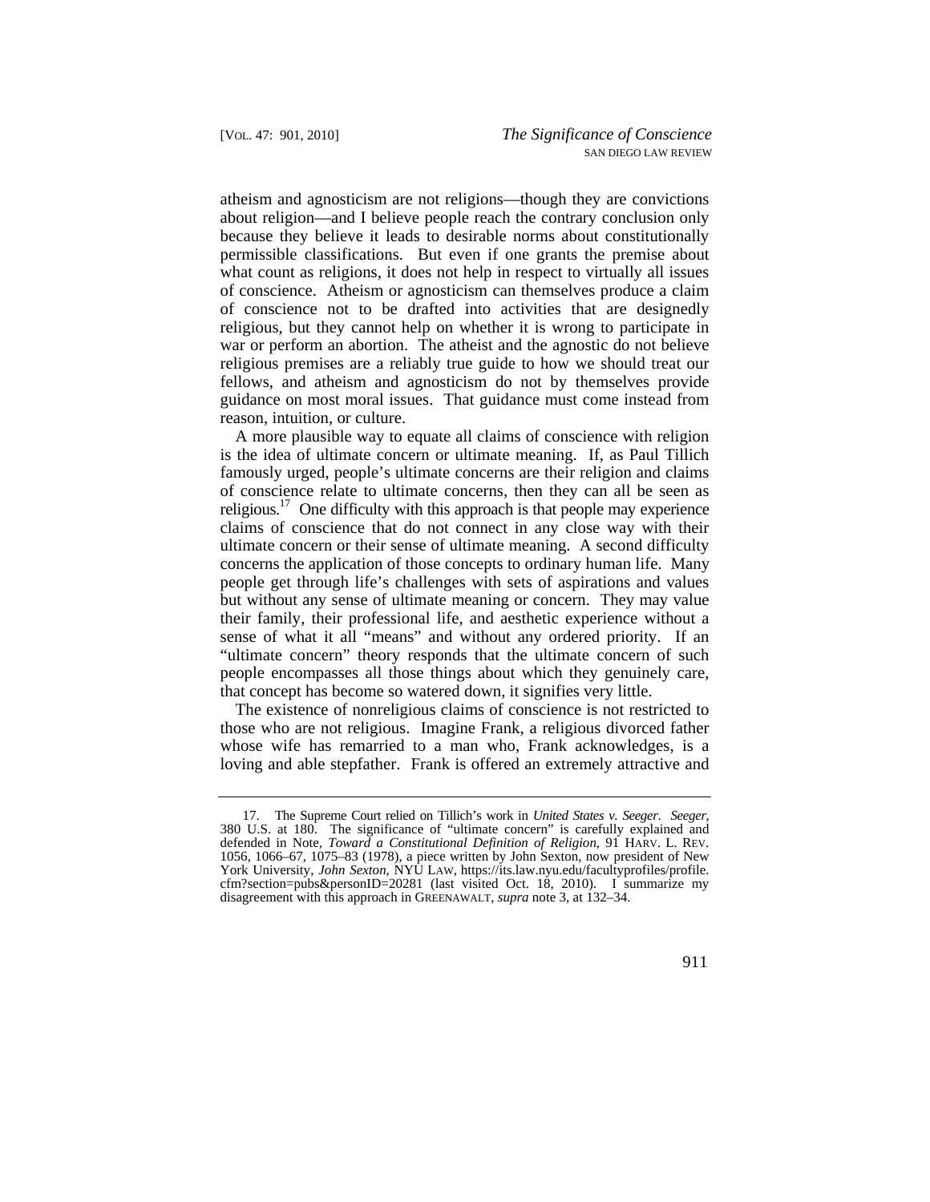atheism and agnosticism are not religions—though they are convictions about religion—and I believe people reach the contrary conclusion only because they believe it leads to desirable norms about constitutionally permissible classifications. But even if one grants the premise about what count as religions, it does not help in respect to virtually all issues of conscience. Atheism or agnosticism can themselves produce a claim of conscience not to be drafted into activities that are designedly religious, but they cannot help on whether it is wrong to participate in war or perform an abortion. The atheist and the agnostic do not believe religious premises are a reliably true guide to how we should treat our fellows, and atheism and agnosticism do not by themselves provide guidance on most moral issues. That guidance must come instead from reason, intuition, or culture.

A more plausible way to equate all claims of conscience with religion is the idea of ultimate concern or ultimate meaning. If, as Paul Tillich famously urged, people's ultimate concerns are their religion and claims of conscience relate to ultimate concerns, then they can all be seen as religious.[17] One difficulty with this approach is that people may experience claims of conscience that do not connect in any close way with their ultimate concern or their sense of ultimate meaning. A second difficulty concerns the application of those concepts to ordinary human life. Many people get through life's challenges with sets of aspirations and values but without any sense of ultimate meaning or concern. They may value their family, their professional life, and aesthetic experience without a sense of what it all "means" and without any ordered priority. If an "ultimate concern" theory responds that the ultimate concern of such people encompasses all those things about which they genuinely care, that concept has become so watered down, it signifies very little.

The existence of nonreligious claims of conscience is not restricted to those who are not religious. Imagine Frank, a religious divorced father whose wife has remarried to a man who, Frank acknowledges, is a loving and able stepfather. Frank is offered an extremely attractive and

---

17. The Supreme Court relied on Tillich's work in *United States v. Seeger*. *Seeger*, 380 U.S. at 180. The significance of "ultimate concern" is carefully explained and defended in Note, *Toward a Constitutional Definition of Religion*, 91 HARV. L. REV. 1056, 1066–67, 1075–83 (1978), a piece written by John Sexton, now president of New York University, *John Sexton*, NYU LAW, https://its.law.nyu.edu/facultyprofiles/profile.cfm?section=pubs&personID=20281 (last visited Oct. 18, 2010). I summarize my disagreement with this approach in GREENAWALT, *supra* note 3, at 132–34.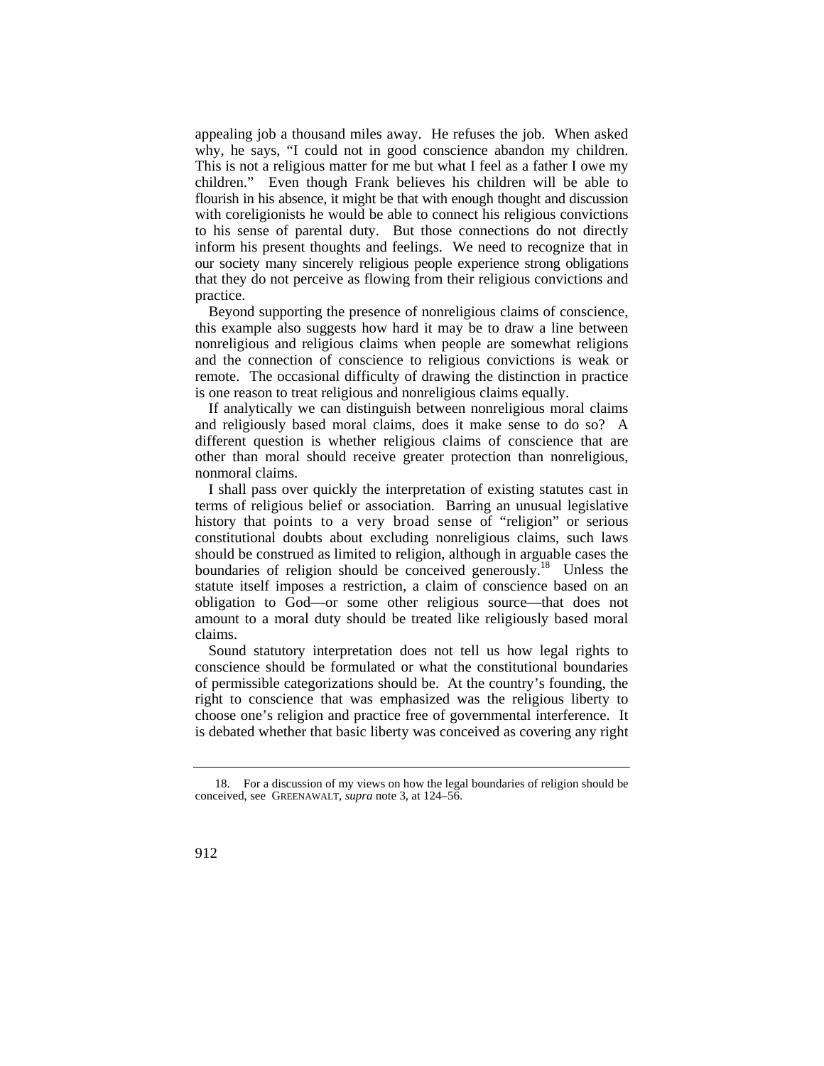appealing job a thousand miles away. He refuses the job. When asked why, he says, "I could not in good conscience abandon my children. This is not a religious matter for me but what I feel as a father I owe my children." Even though Frank believes his children will be able to flourish in his absence, it might be that with enough thought and discussion with coreligionists he would be able to connect his religious convictions to his sense of parental duty. But those connections do not directly inform his present thoughts and feelings. We need to recognize that in our society many sincerely religious people experience strong obligations that they do not perceive as flowing from their religious convictions and practice.

Beyond supporting the presence of nonreligious claims of conscience, this example also suggests how hard it may be to draw a line between nonreligious and religious claims when people are somewhat religions and the connection of conscience to religious convictions is weak or remote. The occasional difficulty of drawing the distinction in practice is one reason to treat religious and nonreligious claims equally.

If analytically we can distinguish between nonreligious moral claims and religiously based moral claims, does it make sense to do so? A different question is whether religious claims of conscience that are other than moral should receive greater protection than nonreligious, nonmoral claims.

I shall pass over quickly the interpretation of existing statutes cast in terms of religious belief or association. Barring an unusual legislative history that points to a very broad sense of "religion" or serious constitutional doubts about excluding nonreligious claims, such laws should be construed as limited to religion, although in arguable cases the boundaries of religion should be conceived generously.[18] Unless the statute itself imposes a restriction, a claim of conscience based on an obligation to God—or some other religious source—that does not amount to a moral duty should be treated like religiously based moral claims.

Sound statutory interpretation does not tell us how legal rights to conscience should be formulated or what the constitutional boundaries of permissible categorizations should be. At the country's founding, the right to conscience that was emphasized was the religious liberty to choose one's religion and practice free of governmental interference. It is debated whether that basic liberty was conceived as covering any right

18. For a discussion of my views on how the legal boundaries of religion should be conceived, see GREENAWALT, *supra* note 3, at 124–56.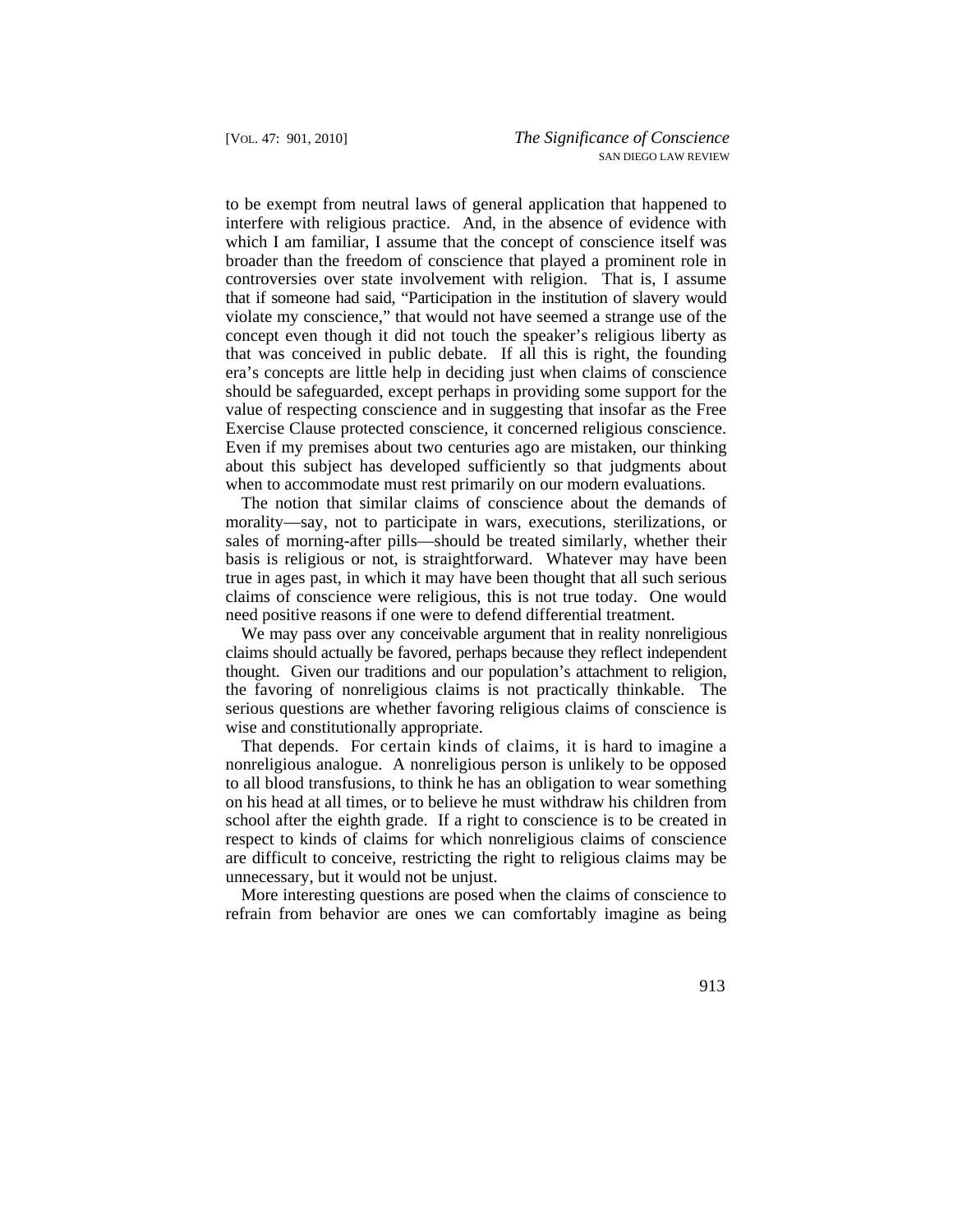to be exempt from neutral laws of general application that happened to interfere with religious practice. And, in the absence of evidence with which I am familiar, I assume that the concept of conscience itself was broader than the freedom of conscience that played a prominent role in controversies over state involvement with religion. That is, I assume that if someone had said, "Participation in the institution of slavery would violate my conscience," that would not have seemed a strange use of the concept even though it did not touch the speaker's religious liberty as that was conceived in public debate. If all this is right, the founding era's concepts are little help in deciding just when claims of conscience should be safeguarded, except perhaps in providing some support for the value of respecting conscience and in suggesting that insofar as the Free Exercise Clause protected conscience, it concerned religious conscience. Even if my premises about two centuries ago are mistaken, our thinking about this subject has developed sufficiently so that judgments about when to accommodate must rest primarily on our modern evaluations.

The notion that similar claims of conscience about the demands of morality—say, not to participate in wars, executions, sterilizations, or sales of morning-after pills—should be treated similarly, whether their basis is religious or not, is straightforward. Whatever may have been true in ages past, in which it may have been thought that all such serious claims of conscience were religious, this is not true today. One would need positive reasons if one were to defend differential treatment.

We may pass over any conceivable argument that in reality nonreligious claims should actually be favored, perhaps because they reflect independent thought. Given our traditions and our population's attachment to religion, the favoring of nonreligious claims is not practically thinkable. The serious questions are whether favoring religious claims of conscience is wise and constitutionally appropriate.

That depends. For certain kinds of claims, it is hard to imagine a nonreligious analogue. A nonreligious person is unlikely to be opposed to all blood transfusions, to think he has an obligation to wear something on his head at all times, or to believe he must withdraw his children from school after the eighth grade. If a right to conscience is to be created in respect to kinds of claims for which nonreligious claims of conscience are difficult to conceive, restricting the right to religious claims may be unnecessary, but it would not be unjust.

More interesting questions are posed when the claims of conscience to refrain from behavior are ones we can comfortably imagine as being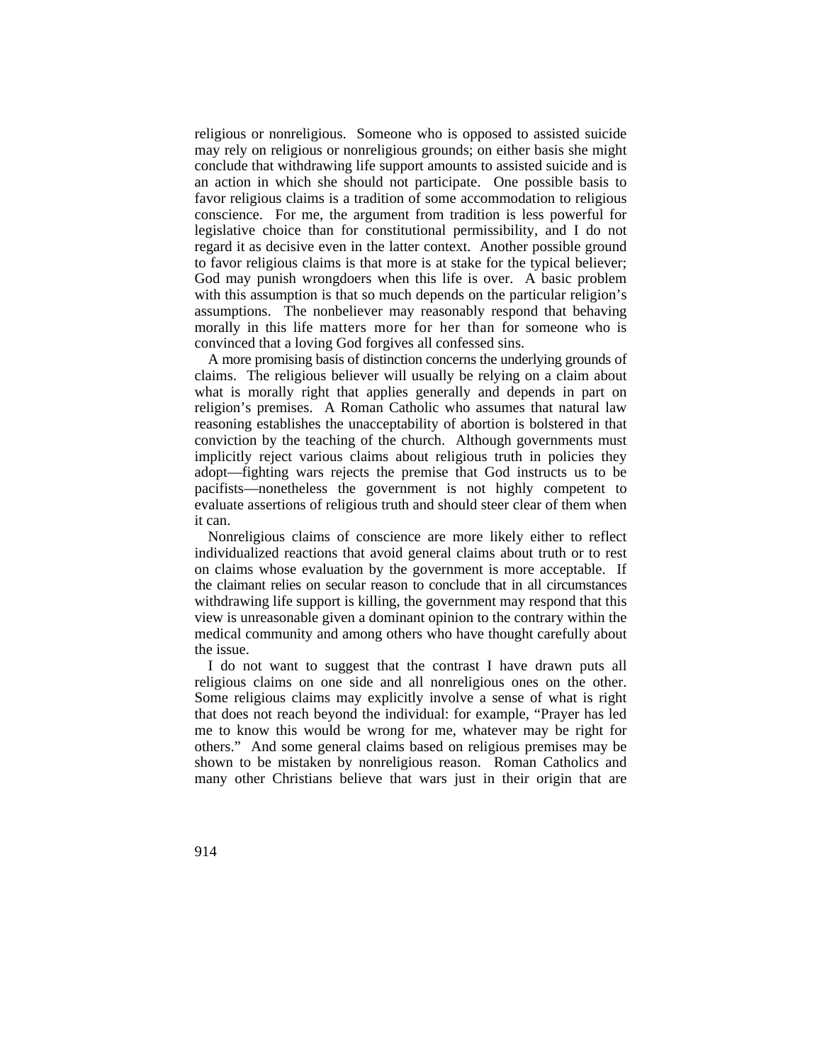religious or nonreligious. Someone who is opposed to assisted suicide may rely on religious or nonreligious grounds; on either basis she might conclude that withdrawing life support amounts to assisted suicide and is an action in which she should not participate. One possible basis to favor religious claims is a tradition of some accommodation to religious conscience. For me, the argument from tradition is less powerful for legislative choice than for constitutional permissibility, and I do not regard it as decisive even in the latter context. Another possible ground to favor religious claims is that more is at stake for the typical believer; God may punish wrongdoers when this life is over. A basic problem with this assumption is that so much depends on the particular religion's assumptions. The nonbeliever may reasonably respond that behaving morally in this life matters more for her than for someone who is convinced that a loving God forgives all confessed sins.

A more promising basis of distinction concerns the underlying grounds of claims. The religious believer will usually be relying on a claim about what is morally right that applies generally and depends in part on religion's premises. A Roman Catholic who assumes that natural law reasoning establishes the unacceptability of abortion is bolstered in that conviction by the teaching of the church. Although governments must implicitly reject various claims about religious truth in policies they adopt—fighting wars rejects the premise that God instructs us to be pacifists—nonetheless the government is not highly competent to evaluate assertions of religious truth and should steer clear of them when it can.

Nonreligious claims of conscience are more likely either to reflect individualized reactions that avoid general claims about truth or to rest on claims whose evaluation by the government is more acceptable. If the claimant relies on secular reason to conclude that in all circumstances withdrawing life support is killing, the government may respond that this view is unreasonable given a dominant opinion to the contrary within the medical community and among others who have thought carefully about the issue.

I do not want to suggest that the contrast I have drawn puts all religious claims on one side and all nonreligious ones on the other. Some religious claims may explicitly involve a sense of what is right that does not reach beyond the individual: for example, "Prayer has led me to know this would be wrong for me, whatever may be right for others." And some general claims based on religious premises may be shown to be mistaken by nonreligious reason. Roman Catholics and many other Christians believe that wars just in their origin that are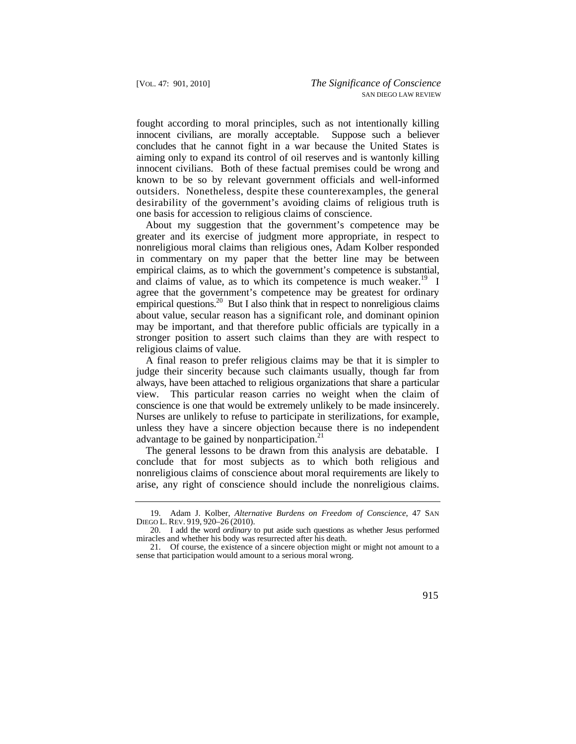fought according to moral principles, such as not intentionally killing innocent civilians, are morally acceptable. Suppose such a believer concludes that he cannot fight in a war because the United States is aiming only to expand its control of oil reserves and is wantonly killing innocent civilians. Both of these factual premises could be wrong and known to be so by relevant government officials and well-informed outsiders. Nonetheless, despite these counterexamples, the general desirability of the government's avoiding claims of religious truth is one basis for accession to religious claims of conscience.

About my suggestion that the government's competence may be greater and its exercise of judgment more appropriate, in respect to nonreligious moral claims than religious ones, Adam Kolber responded in commentary on my paper that the better line may be between empirical claims, as to which the government's competence is substantial, and claims of value, as to which its competence is much weaker.[19] I agree that the government's competence may be greatest for ordinary empirical questions.[20] But I also think that in respect to nonreligious claims about value, secular reason has a significant role, and dominant opinion may be important, and that therefore public officials are typically in a stronger position to assert such claims than they are with respect to religious claims of value.

A final reason to prefer religious claims may be that it is simpler to judge their sincerity because such claimants usually, though far from always, have been attached to religious organizations that share a particular view. This particular reason carries no weight when the claim of conscience is one that would be extremely unlikely to be made insincerely. Nurses are unlikely to refuse to participate in sterilizations, for example, unless they have a sincere objection because there is no independent advantage to be gained by nonparticipation.[21]

The general lessons to be drawn from this analysis are debatable. I conclude that for most subjects as to which both religious and nonreligious claims of conscience about moral requirements are likely to arise, any right of conscience should include the nonreligious claims.

---

19. Adam J. Kolber, *Alternative Burdens on Freedom of Conscience*, 47 SAN DIEGO L. REV. 919, 920–26 (2010).

20. I add the word *ordinary* to put aside such questions as whether Jesus performed miracles and whether his body was resurrected after his death.

21. Of course, the existence of a sincere objection might or might not amount to a sense that participation would amount to a serious moral wrong.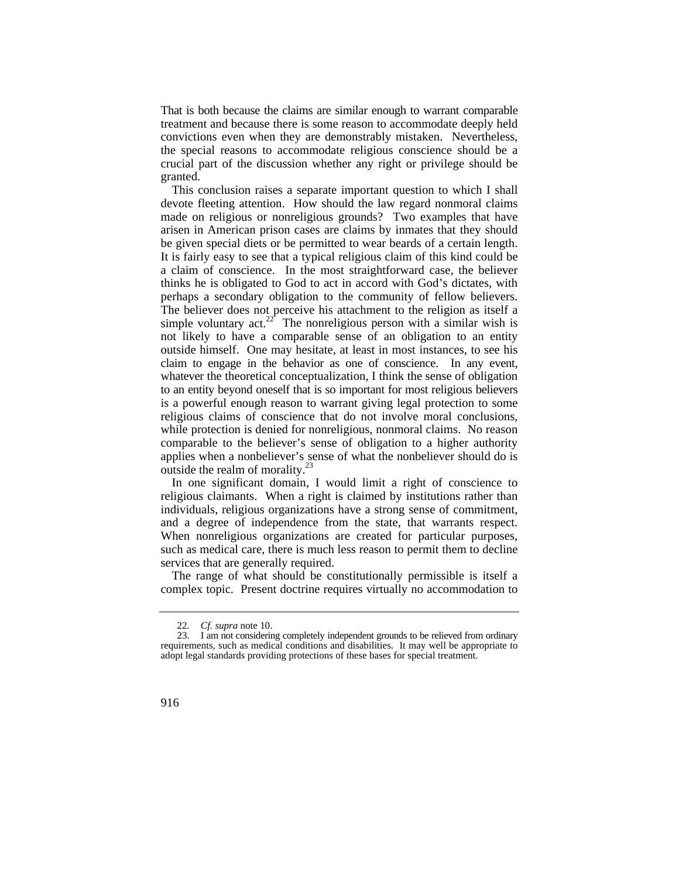That is both because the claims are similar enough to warrant comparable treatment and because there is some reason to accommodate deeply held convictions even when they are demonstrably mistaken. Nevertheless, the special reasons to accommodate religious conscience should be a crucial part of the discussion whether any right or privilege should be granted.

This conclusion raises a separate important question to which I shall devote fleeting attention. How should the law regard nonmoral claims made on religious or nonreligious grounds? Two examples that have arisen in American prison cases are claims by inmates that they should be given special diets or be permitted to wear beards of a certain length. It is fairly easy to see that a typical religious claim of this kind could be a claim of conscience. In the most straightforward case, the believer thinks he is obligated to God to act in accord with God's dictates, with perhaps a secondary obligation to the community of fellow believers. The believer does not perceive his attachment to the religion as itself a simple voluntary act.[22] The nonreligious person with a similar wish is not likely to have a comparable sense of an obligation to an entity outside himself. One may hesitate, at least in most instances, to see his claim to engage in the behavior as one of conscience. In any event, whatever the theoretical conceptualization, I think the sense of obligation to an entity beyond oneself that is so important for most religious believers is a powerful enough reason to warrant giving legal protection to some religious claims of conscience that do not involve moral conclusions, while protection is denied for nonreligious, nonmoral claims. No reason comparable to the believer's sense of obligation to a higher authority applies when a nonbeliever's sense of what the nonbeliever should do is outside the realm of morality.[23]

In one significant domain, I would limit a right of conscience to religious claimants. When a right is claimed by institutions rather than individuals, religious organizations have a strong sense of commitment, and a degree of independence from the state, that warrants respect. When nonreligious organizations are created for particular purposes, such as medical care, there is much less reason to permit them to decline services that are generally required.

The range of what should be constitutionally permissible is itself a complex topic. Present doctrine requires virtually no accommodation to

---

22. *Cf. supra* note 10.

23. I am not considering completely independent grounds to be relieved from ordinary requirements, such as medical conditions and disabilities. It may well be appropriate to adopt legal standards providing protections of these bases for special treatment.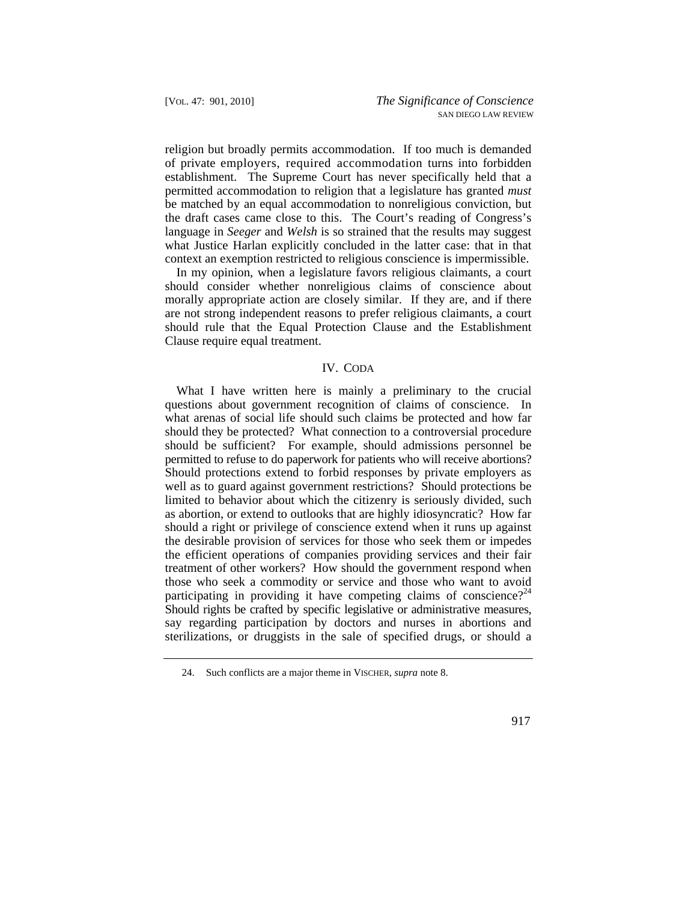religion but broadly permits accommodation. If too much is demanded of private employers, required accommodation turns into forbidden establishment. The Supreme Court has never specifically held that a permitted accommodation to religion that a legislature has granted *must* be matched by an equal accommodation to nonreligious conviction, but the draft cases came close to this. The Court's reading of Congress's language in *Seeger* and *Welsh* is so strained that the results may suggest what Justice Harlan explicitly concluded in the latter case: that in that context an exemption restricted to religious conscience is impermissible.

In my opinion, when a legislature favors religious claimants, a court should consider whether nonreligious claims of conscience about morally appropriate action are closely similar. If they are, and if there are not strong independent reasons to prefer religious claimants, a court should rule that the Equal Protection Clause and the Establishment Clause require equal treatment.

## IV. CODA

What I have written here is mainly a preliminary to the crucial questions about government recognition of claims of conscience. In what arenas of social life should such claims be protected and how far should they be protected? What connection to a controversial procedure should be sufficient? For example, should admissions personnel be permitted to refuse to do paperwork for patients who will receive abortions? Should protections extend to forbid responses by private employers as well as to guard against government restrictions? Should protections be limited to behavior about which the citizenry is seriously divided, such as abortion, or extend to outlooks that are highly idiosyncratic? How far should a right or privilege of conscience extend when it runs up against the desirable provision of services for those who seek them or impedes the efficient operations of companies providing services and their fair treatment of other workers? How should the government respond when those who seek a commodity or service and those who want to avoid participating in providing it have competing claims of conscience?[24] Should rights be crafted by specific legislative or administrative measures, say regarding participation by doctors and nurses in abortions and sterilizations, or druggists in the sale of specified drugs, or should a

---

24. Such conflicts are a major theme in VISCHER, *supra* note 8.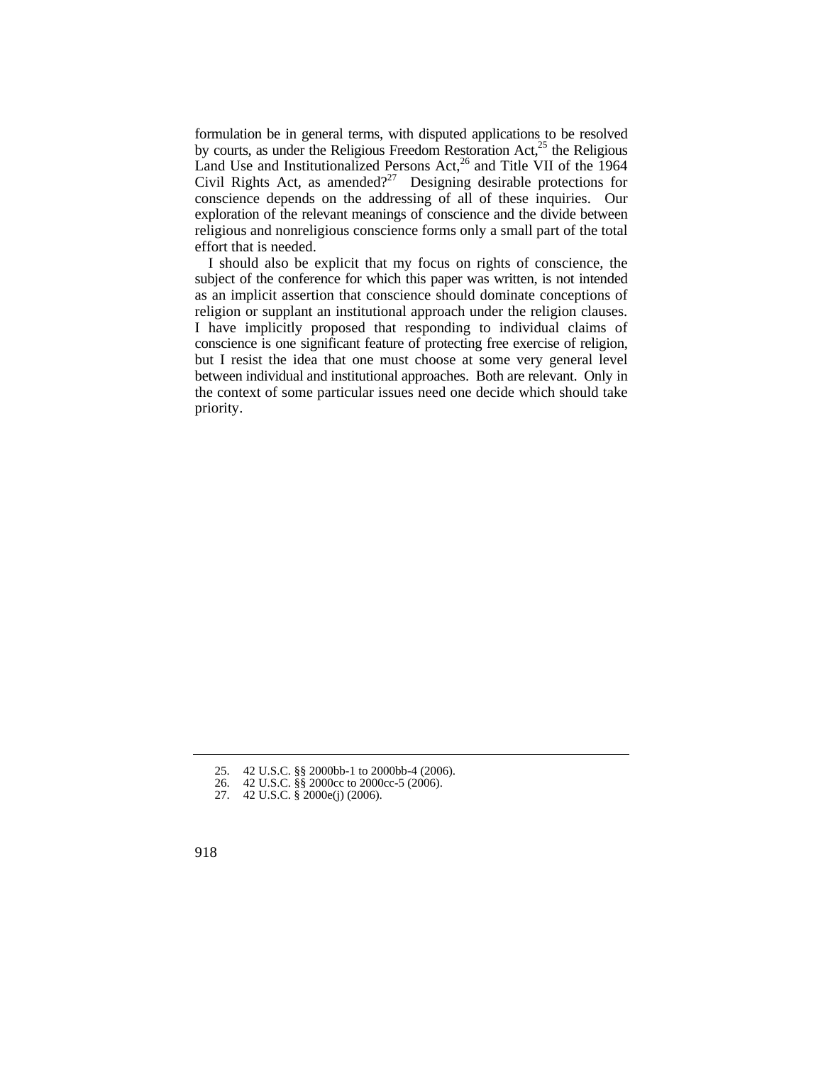formulation be in general terms, with disputed applications to be resolved by courts, as under the Religious Freedom Restoration Act,[25] the Religious Land Use and Institutionalized Persons Act,[26] and Title VII of the 1964 Civil Rights Act, as amended?[27] Designing desirable protections for conscience depends on the addressing of all of these inquiries. Our exploration of the relevant meanings of conscience and the divide between religious and nonreligious conscience forms only a small part of the total effort that is needed.

I should also be explicit that my focus on rights of conscience, the subject of the conference for which this paper was written, is not intended as an implicit assertion that conscience should dominate conceptions of religion or supplant an institutional approach under the religion clauses. I have implicitly proposed that responding to individual claims of conscience is one significant feature of protecting free exercise of religion, but I resist the idea that one must choose at some very general level between individual and institutional approaches. Both are relevant. Only in the context of some particular issues need one decide which should take priority.

---

25. 42 U.S.C. §§ 2000bb-1 to 2000bb-4 (2006).
26. 42 U.S.C. §§ 2000cc to 2000cc-5 (2006).
27. 42 U.S.C. § 2000e(j) (2006).